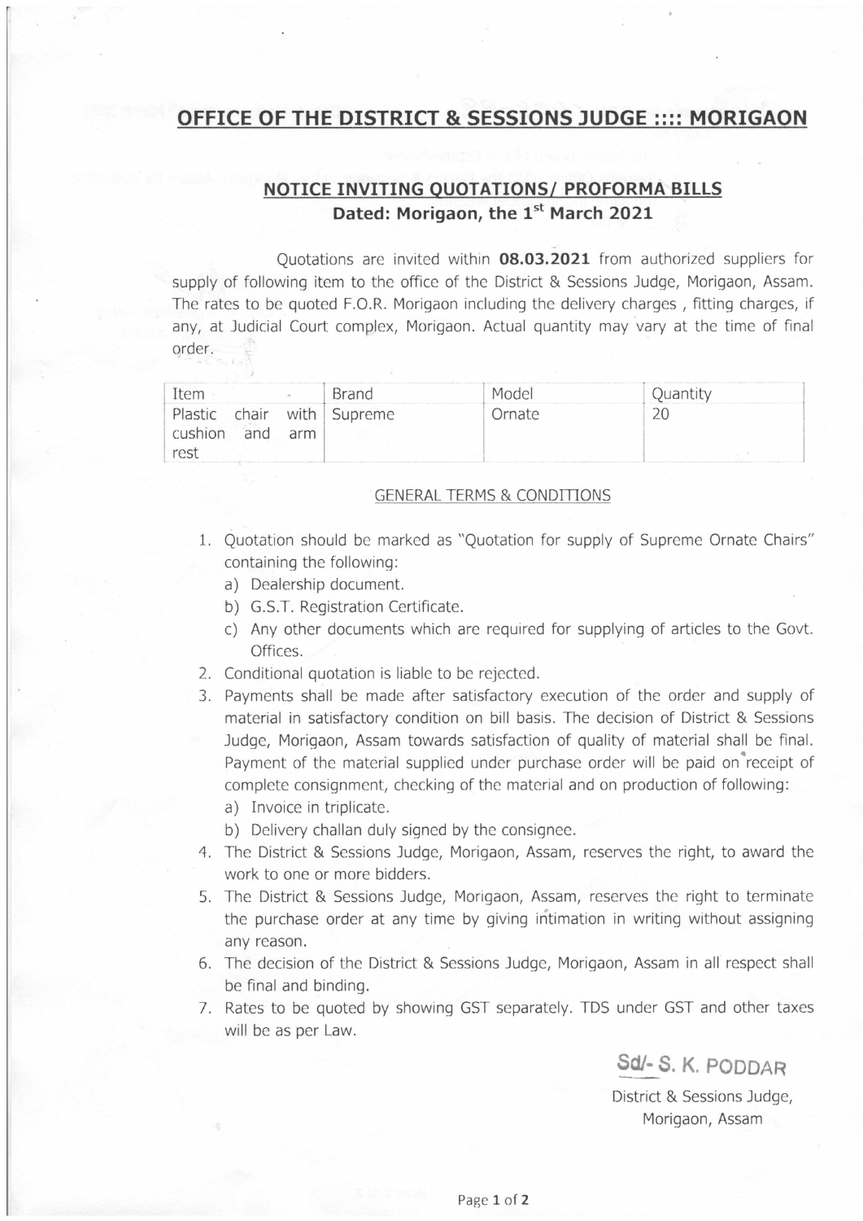# OFFICE OF THE DISTRICT & SESSIONS JUDGE :::: MORIGAON

## NOTICE INVITING QUOTATIONS/ PROFORMA BILLS

**Dated: Morigaon, the 1st March 2021**

Quotations are invited within **08.03.2021** from authorized suppliers for supply of following item to the office of the District & Sessions Judge, Morigaon, Assam. The rates to be quoted F.O.R. Morigaon including the delivery charges , fitting charges, if any, at Judicial Court complex, Morigaon. Actual quantity may vary at the time of final order.

| Item | Brand | Model | Quantity |
|---|---|---|---|
| Plastic chair with cushion and arm rest | Supreme | Ornate | 20 |

GENERAL TERMS & CONDITIONS

1. Quotation should be marked as "Quotation for supply of Supreme Ornate Chairs" containing the following:
   a) Dealership document.
   b) G.S.T. Registration Certificate.
   c) Any other documents which are required for supplying of articles to the Govt. Offices.
2. Conditional quotation is liable to be rejected.
3. Payments shall be made after satisfactory execution of the order and supply of material in satisfactory condition on bill basis. The decision of District & Sessions Judge, Morigaon, Assam towards satisfaction of quality of material shall be final. Payment of the material supplied under purchase order will be paid on receipt of complete consignment, checking of the material and on production of following:
   a) Invoice in triplicate.
   b) Delivery challan duly signed by the consignee.
4. The District & Sessions Judge, Morigaon, Assam, reserves the right, to award the work to one or more bidders.
5. The District & Sessions Judge, Morigaon, Assam, reserves the right to terminate the purchase order at any time by giving intimation in writing without assigning any reason.
6. The decision of the District & Sessions Judge, Morigaon, Assam in all respect shall be final and binding.
7. Rates to be quoted by showing GST separately. TDS under GST and other taxes will be as per Law.

Sd/- S. K. PODDAR

District & Sessions Judge,
Morigaon, Assam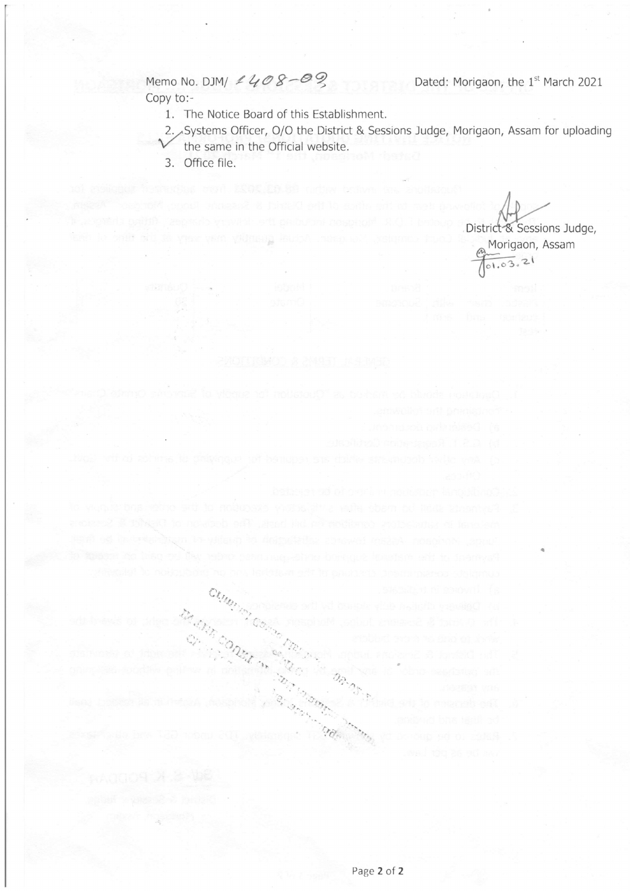Memo No. DJM/ 1408-09 Dated: Morigaon, the 1st March 2021

Copy to:-

1. The Notice Board of this Establishment.
2. Systems Officer, O/O the District & Sessions Judge, Morigaon, Assam for uploading the same in the Official website.
3. Office file.

District & Sessions Judge,
Morigaon, Assam
01.03.21